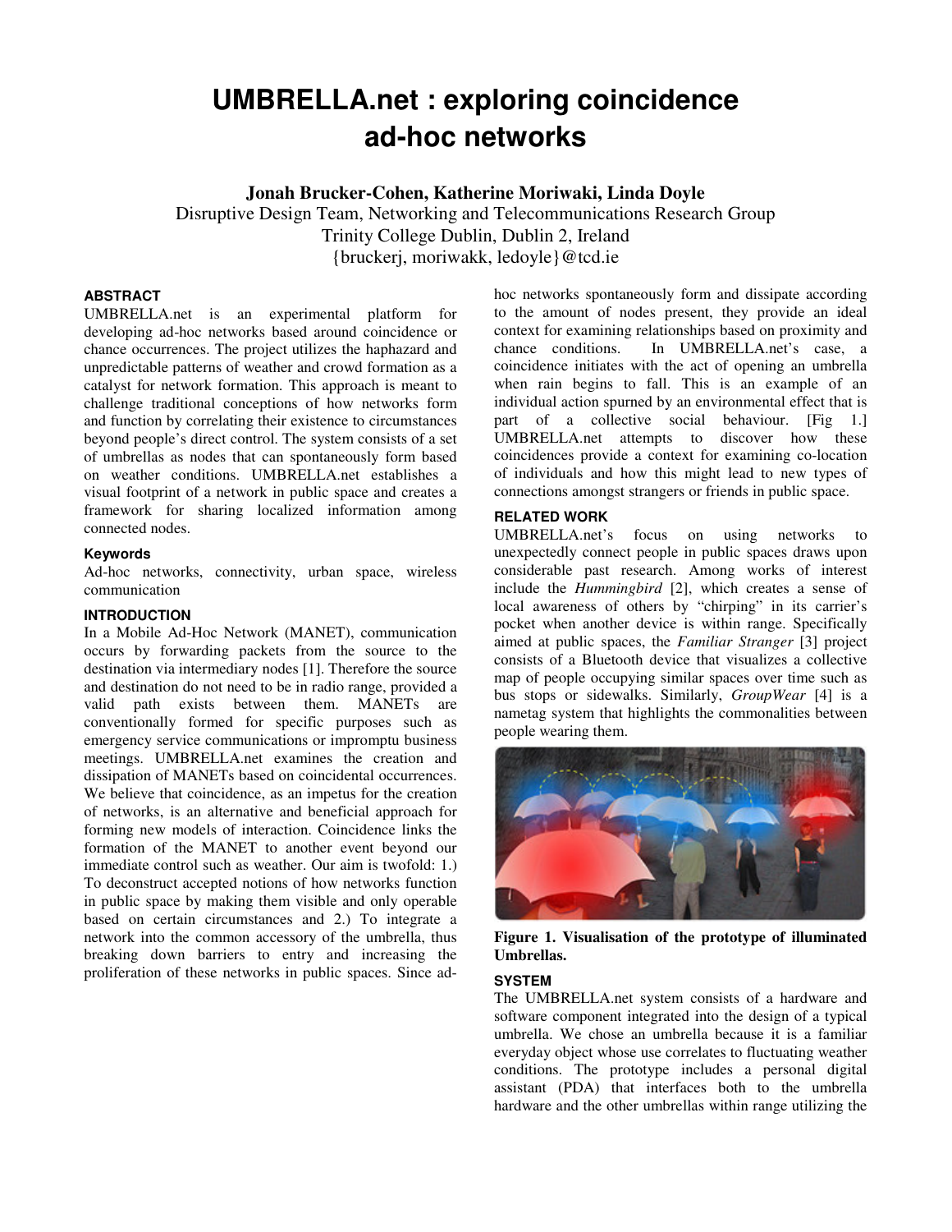# UMBRELLA.net : exploring coincidence ad-hoc networks

**Jonah Brucker-Cohen, Katherine Moriwaki, Linda Doyle**
Disruptive Design Team, Networking and Telecommunications Research Group
Trinity College Dublin, Dublin 2, Ireland
{bruckerj, moriwakk, ledoyle}@tcd.ie

## ABSTRACT

UMBRELLA.net is an experimental platform for developing ad-hoc networks based around coincidence or chance occurrences. The project utilizes the haphazard and unpredictable patterns of weather and crowd formation as a catalyst for network formation. This approach is meant to challenge traditional conceptions of how networks form and function by correlating their existence to circumstances beyond people's direct control. The system consists of a set of umbrellas as nodes that can spontaneously form based on weather conditions. UMBRELLA.net establishes a visual footprint of a network in public space and creates a framework for sharing localized information among connected nodes.

### Keywords

Ad-hoc networks, connectivity, urban space, wireless communication

## INTRODUCTION

In a Mobile Ad-Hoc Network (MANET), communication occurs by forwarding packets from the source to the destination via intermediary nodes [1]. Therefore the source and destination do not need to be in radio range, provided a valid path exists between them. MANETs are conventionally formed for specific purposes such as emergency service communications or impromptu business meetings. UMBRELLA.net examines the creation and dissipation of MANETs based on coincidental occurrences. We believe that coincidence, as an impetus for the creation of networks, is an alternative and beneficial approach for forming new models of interaction. Coincidence links the formation of the MANET to another event beyond our immediate control such as weather. Our aim is twofold: 1.) To deconstruct accepted notions of how networks function in public space by making them visible and only operable based on certain circumstances and 2.) To integrate a network into the common accessory of the umbrella, thus breaking down barriers to entry and increasing the proliferation of these networks in public spaces. Since ad-hoc networks spontaneously form and dissipate according to the amount of nodes present, they provide an ideal context for examining relationships based on proximity and chance conditions. In UMBRELLA.net's case, a coincidence initiates with the act of opening an umbrella when rain begins to fall. This is an example of an individual action spurned by an environmental effect that is part of a collective social behaviour. [Fig 1.] UMBRELLA.net attempts to discover how these coincidences provide a context for examining co-location of individuals and how this might lead to new types of connections amongst strangers or friends in public space.

## RELATED WORK

UMBRELLA.net's focus on using networks to unexpectedly connect people in public spaces draws upon considerable past research. Among works of interest include the *Hummingbird* [2], which creates a sense of local awareness of others by "chirping" in its carrier's pocket when another device is within range. Specifically aimed at public spaces, the *Familiar Stranger* [3] project consists of a Bluetooth device that visualizes a collective map of people occupying similar spaces over time such as bus stops or sidewalks. Similarly, *GroupWear* [4] is a nametag system that highlights the commonalities between people wearing them.

**Figure 1. Visualisation of the prototype of illuminated Umbrellas.**

## SYSTEM

The UMBRELLA.net system consists of a hardware and software component integrated into the design of a typical umbrella. We chose an umbrella because it is a familiar everyday object whose use correlates to fluctuating weather conditions. The prototype includes a personal digital assistant (PDA) that interfaces both to the umbrella hardware and the other umbrellas within range utilizing the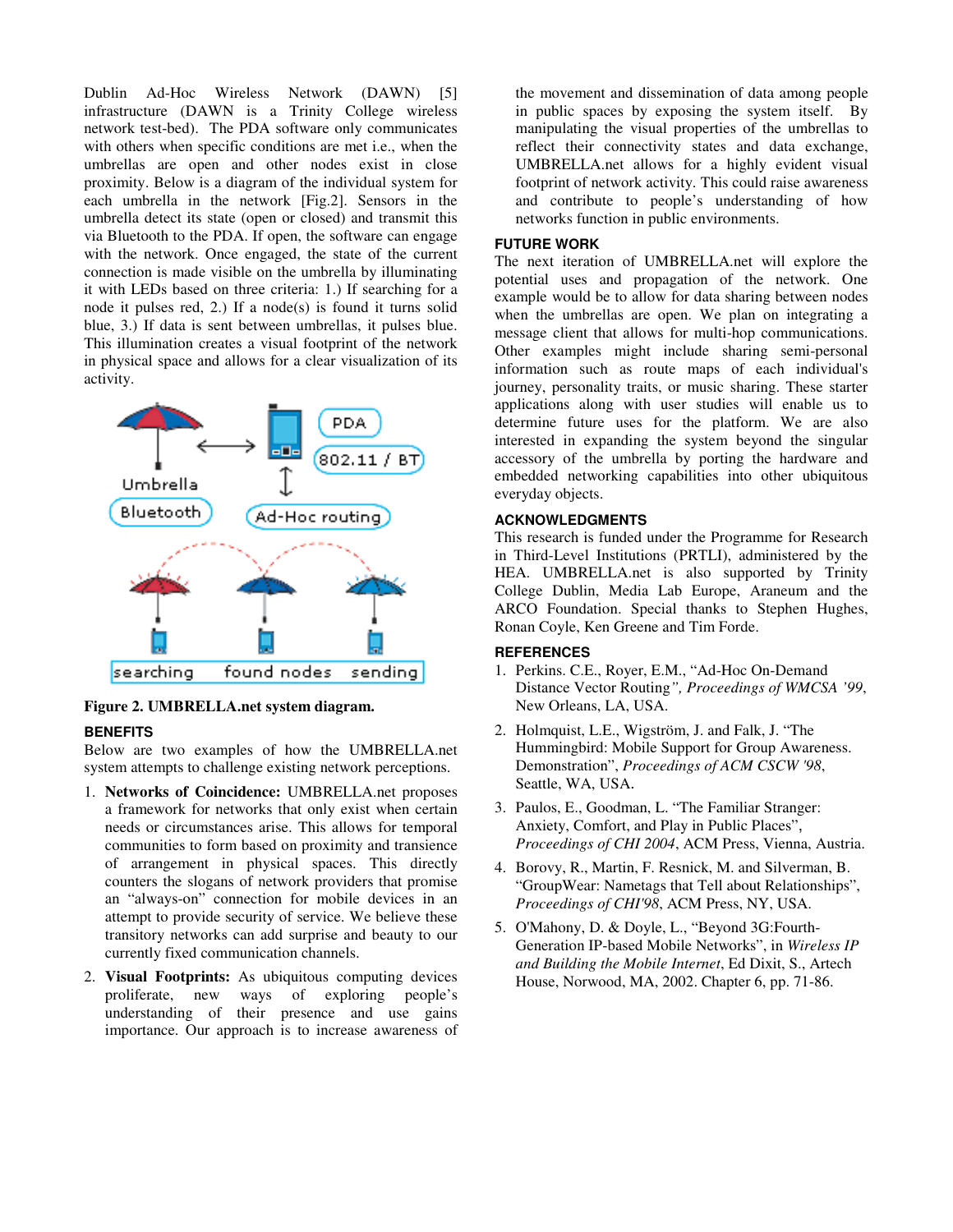Dublin Ad-Hoc Wireless Network (DAWN) [5] infrastructure (DAWN is a Trinity College wireless network test-bed). The PDA software only communicates with others when specific conditions are met i.e., when the umbrellas are open and other nodes exist in close proximity. Below is a diagram of the individual system for each umbrella in the network [Fig.2]. Sensors in the umbrella detect its state (open or closed) and transmit this via Bluetooth to the PDA. If open, the software can engage with the network. Once engaged, the state of the current connection is made visible on the umbrella by illuminating it with LEDs based on three criteria: 1.) If searching for a node it pulses red, 2.) If a node(s) is found it turns solid blue, 3.) If data is sent between umbrellas, it pulses blue. This illumination creates a visual footprint of the network in physical space and allows for a clear visualization of its activity.

Umbrella

Bluetooth

PDA

802.11 / BT

Ad-Hoc routing

searching

found nodes

sending

**Figure 2. UMBRELLA.net system diagram.**

## BENEFITS

Below are two examples of how the UMBRELLA.net system attempts to challenge existing network perceptions.

1. **Networks of Coincidence:** UMBRELLA.net proposes a framework for networks that only exist when certain needs or circumstances arise. This allows for temporal communities to form based on proximity and transience of arrangement in physical spaces. This directly counters the slogans of network providers that promise an "always-on" connection for mobile devices in an attempt to provide security of service. We believe these transitory networks can add surprise and beauty to our currently fixed communication channels.
2. **Visual Footprints:** As ubiquitous computing devices proliferate, new ways of exploring people's understanding of their presence and use gains importance. Our approach is to increase awareness of the movement and dissemination of data among people in public spaces by exposing the system itself. By manipulating the visual properties of the umbrellas to reflect their connectivity states and data exchange, UMBRELLA.net allows for a highly evident visual footprint of network activity. This could raise awareness and contribute to people's understanding of how networks function in public environments.

## FUTURE WORK

The next iteration of UMBRELLA.net will explore the potential uses and propagation of the network. One example would be to allow for data sharing between nodes when the umbrellas are open. We plan on integrating a message client that allows for multi-hop communications. Other examples might include sharing semi-personal information such as route maps of each individual's journey, personality traits, or music sharing. These starter applications along with user studies will enable us to determine future uses for the platform. We are also interested in expanding the system beyond the singular accessory of the umbrella by porting the hardware and embedded networking capabilities into other ubiquitous everyday objects.

## ACKNOWLEDGMENTS

This research is funded under the Programme for Research in Third-Level Institutions (PRTLI), administered by the HEA. UMBRELLA.net is also supported by Trinity College Dublin, Media Lab Europe, Araneum and the ARCO Foundation. Special thanks to Stephen Hughes, Ronan Coyle, Ken Greene and Tim Forde.

## REFERENCES

1. Perkins. C.E., Royer, E.M., "Ad-Hoc On-Demand Distance Vector Routing*", Proceedings of WMCSA '99*, New Orleans, LA, USA.
2. Holmquist, L.E., Wigström, J. and Falk, J. "The Hummingbird: Mobile Support for Group Awareness. Demonstration", *Proceedings of ACM CSCW '98*, Seattle, WA, USA.
3. Paulos, E., Goodman, L. "The Familiar Stranger: Anxiety, Comfort, and Play in Public Places", *Proceedings of CHI 2004*, ACM Press, Vienna, Austria.
4. Borovy, R., Martin, F. Resnick, M. and Silverman, B. "GroupWear: Nametags that Tell about Relationships", *Proceedings of CHI'98*, ACM Press, NY, USA.
5. O'Mahony, D. & Doyle, L., "Beyond 3G:Fourth-Generation IP-based Mobile Networks", in *Wireless IP and Building the Mobile Internet*, Ed Dixit, S., Artech House, Norwood, MA, 2002. Chapter 6, pp. 71-86.